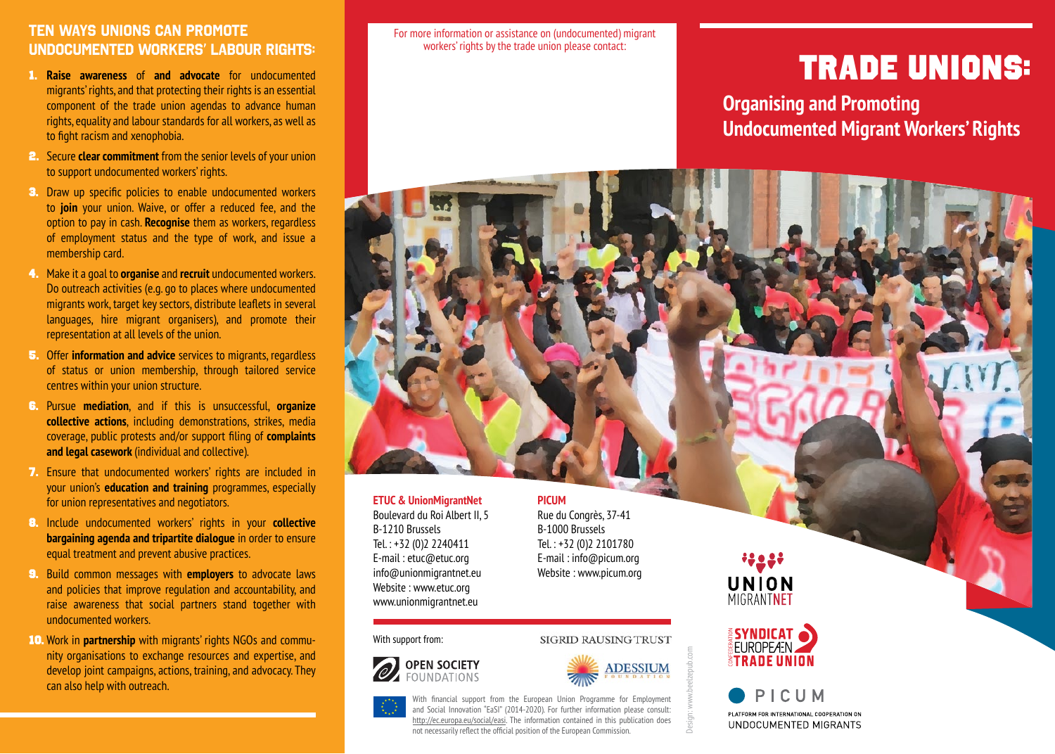## TEN WAYS UNIONS CAN PROMOTE UNDOCUMENTED WORKERS' LABOUR RIGHTS:

1. **Raise awareness** of **and advocate** for undocumented migrants' rights, and that protecting their rights is an essential component of the trade union agendas to advance human rights, equality and labour standards for all workers, as well as to fight racism and xenophobia.
2. Secure **clear commitment** from the senior levels of your union to support undocumented workers' rights.
3. Draw up specific policies to enable undocumented workers to **join** your union. Waive, or offer a reduced fee, and the option to pay in cash. **Recognise** them as workers, regardless of employment status and the type of work, and issue a membership card.
4. Make it a goal to **organise** and **recruit** undocumented workers. Do outreach activities (e.g. go to places where undocumented migrants work, target key sectors, distribute leaflets in several languages, hire migrant organisers), and promote their representation at all levels of the union.
5. Offer **information and advice** services to migrants, regardless of status or union membership, through tailored service centres within your union structure.
6. Pursue **mediation**, and if this is unsuccessful, **organize collective actions**, including demonstrations, strikes, media coverage, public protests and/or support filing of **complaints and legal casework** (individual and collective).
7. Ensure that undocumented workers' rights are included in your union's **education and training** programmes, especially for union representatives and negotiators.
8. Include undocumented workers' rights in your **collective bargaining agenda and tripartite dialogue** in order to ensure equal treatment and prevent abusive practices.
9. Build common messages with **employers** to advocate laws and policies that improve regulation and accountability, and raise awareness that social partners stand together with undocumented workers.
10. Work in **partnership** with migrants' rights NGOs and community organisations to exchange resources and expertise, and develop joint campaigns, actions, training, and advocacy. They can also help with outreach.

For more information or assistance on (undocumented) migrant workers' rights by the trade union please contact:

**ETUC & UnionMigrantNet**
Boulevard du Roi Albert II, 5
B-1210 Brussels
Tel. : +32 (0)2 2240411
E-mail : etuc@etuc.org
info@unionmigrantnet.eu
Website : www.etuc.org
www.unionmigrantnet.eu

**PICUM**
Rue du Congrès, 37-41
B-1000 Brussels
Tel. : +32 (0)2 2101780
E-mail : info@picum.org
Website : www.picum.org

With support from:

OPEN SOCIETY FOUNDATIONS

SIGRID RAUSING TRUST

ADESSIUM FOUNDATION

With financial support from the European Union Programme for Employment and Social Innovation "EaSI" (2014-2020). For further information please consult: http://ec.europa.eu/social/easi. The information contained in this publication does not necessarily reflect the official position of the European Commission.

Design: www.beelzepub.com

# TRADE UNIONS:

## Organising and Promoting Undocumented Migrant Workers' Rights

UNION MIGRANTNET

CONFEDERATION SYNDICAT EUROPÉEN TRADE UNION

PICUM
PLATFORM FOR INTERNATIONAL COOPERATION ON UNDOCUMENTED MIGRANTS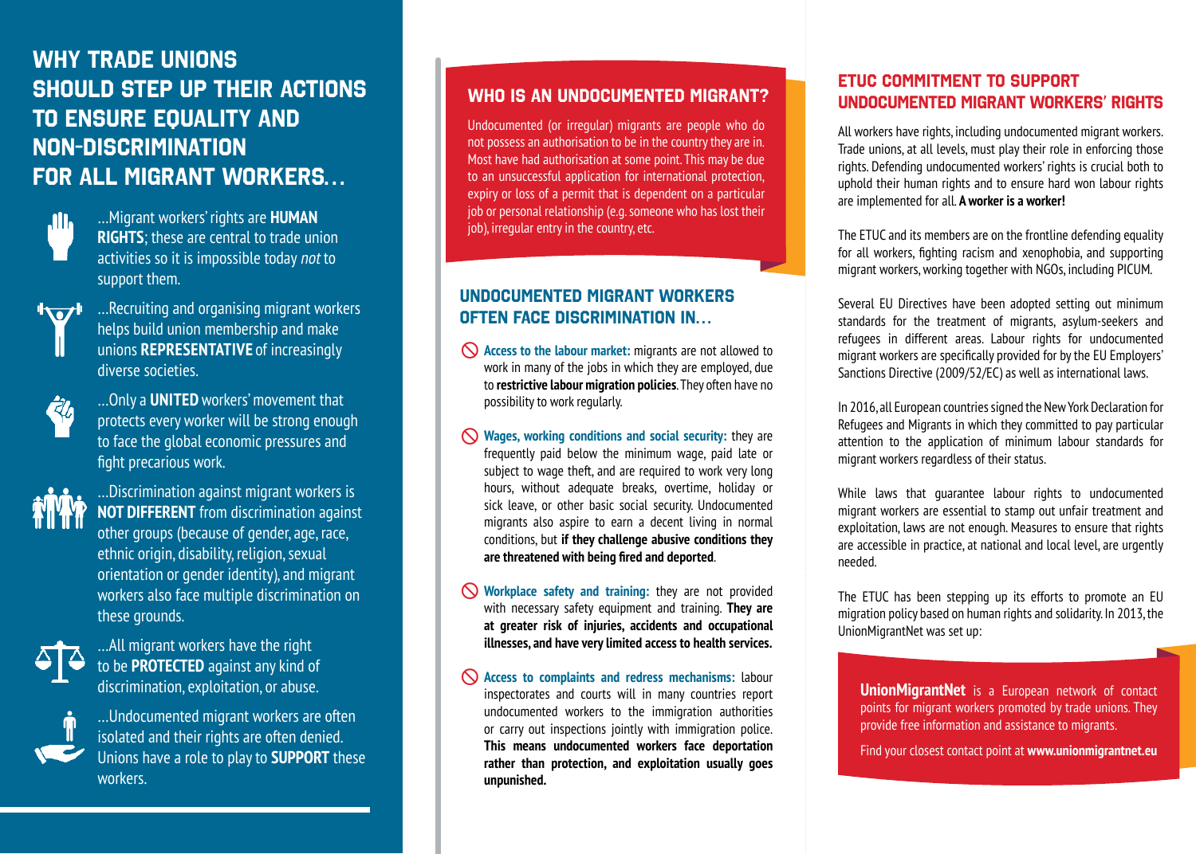# WHY TRADE UNIONS SHOULD STEP UP THEIR ACTIONS TO ENSURE EQUALITY AND NON-DISCRIMINATION FOR ALL MIGRANT WORKERS...

...Migrant workers' rights are **HUMAN RIGHTS**; these are central to trade union activities so it is impossible today *not* to support them.

...Recruiting and organising migrant workers helps build union membership and make unions **REPRESENTATIVE** of increasingly diverse societies.

...Only a **UNITED** workers' movement that protects every worker will be strong enough to face the global economic pressures and fight precarious work.

...Discrimination against migrant workers is **NOT DIFFERENT** from discrimination against other groups (because of gender, age, race, ethnic origin, disability, religion, sexual orientation or gender identity), and migrant workers also face multiple discrimination on these grounds.

...All migrant workers have the right to be **PROTECTED** against any kind of discrimination, exploitation, or abuse.

...Undocumented migrant workers are often isolated and their rights are often denied. Unions have a role to play to **SUPPORT** these workers.

## WHO IS AN UNDOCUMENTED MIGRANT?

Undocumented (or irregular) migrants are people who do not possess an authorisation to be in the country they are in. Most have had authorisation at some point. This may be due to an unsuccessful application for international protection, expiry or loss of a permit that is dependent on a particular job or personal relationship (e.g. someone who has lost their job), irregular entry in the country, etc.

## UNDOCUMENTED MIGRANT WORKERS OFTEN FACE DISCRIMINATION IN...

- **Access to the labour market:** migrants are not allowed to work in many of the jobs in which they are employed, due to **restrictive labour migration policies**. They often have no possibility to work regularly.
- **Wages, working conditions and social security:** they are frequently paid below the minimum wage, paid late or subject to wage theft, and are required to work very long hours, without adequate breaks, overtime, holiday or sick leave, or other basic social security. Undocumented migrants also aspire to earn a decent living in normal conditions, but **if they challenge abusive conditions they are threatened with being fired and deported**.
- **Workplace safety and training:** they are not provided with necessary safety equipment and training. **They are at greater risk of injuries, accidents and occupational illnesses, and have very limited access to health services.**
- **Access to complaints and redress mechanisms:** labour inspectorates and courts will in many countries report undocumented workers to the immigration authorities or carry out inspections jointly with immigration police. **This means undocumented workers face deportation rather than protection, and exploitation usually goes unpunished.**

## ETUC COMMITMENT TO SUPPORT UNDOCUMENTED MIGRANT WORKERS' RIGHTS

All workers have rights, including undocumented migrant workers. Trade unions, at all levels, must play their role in enforcing those rights. Defending undocumented workers' rights is crucial both to uphold their human rights and to ensure hard won labour rights are implemented for all. **A worker is a worker!**

The ETUC and its members are on the frontline defending equality for all workers, fighting racism and xenophobia, and supporting migrant workers, working together with NGOs, including PICUM.

Several EU Directives have been adopted setting out minimum standards for the treatment of migrants, asylum-seekers and refugees in different areas. Labour rights for undocumented migrant workers are specifically provided for by the EU Employers' Sanctions Directive (2009/52/EC) as well as international laws.

In 2016, all European countries signed the New York Declaration for Refugees and Migrants in which they committed to pay particular attention to the application of minimum labour standards for migrant workers regardless of their status.

While laws that guarantee labour rights to undocumented migrant workers are essential to stamp out unfair treatment and exploitation, laws are not enough. Measures to ensure that rights are accessible in practice, at national and local level, are urgently needed.

The ETUC has been stepping up its efforts to promote an EU migration policy based on human rights and solidarity. In 2013, the UnionMigrantNet was set up:

**UnionMigrantNet** is a European network of contact points for migrant workers promoted by trade unions. They provide free information and assistance to migrants.

Find your closest contact point at **www.unionmigrantnet.eu**